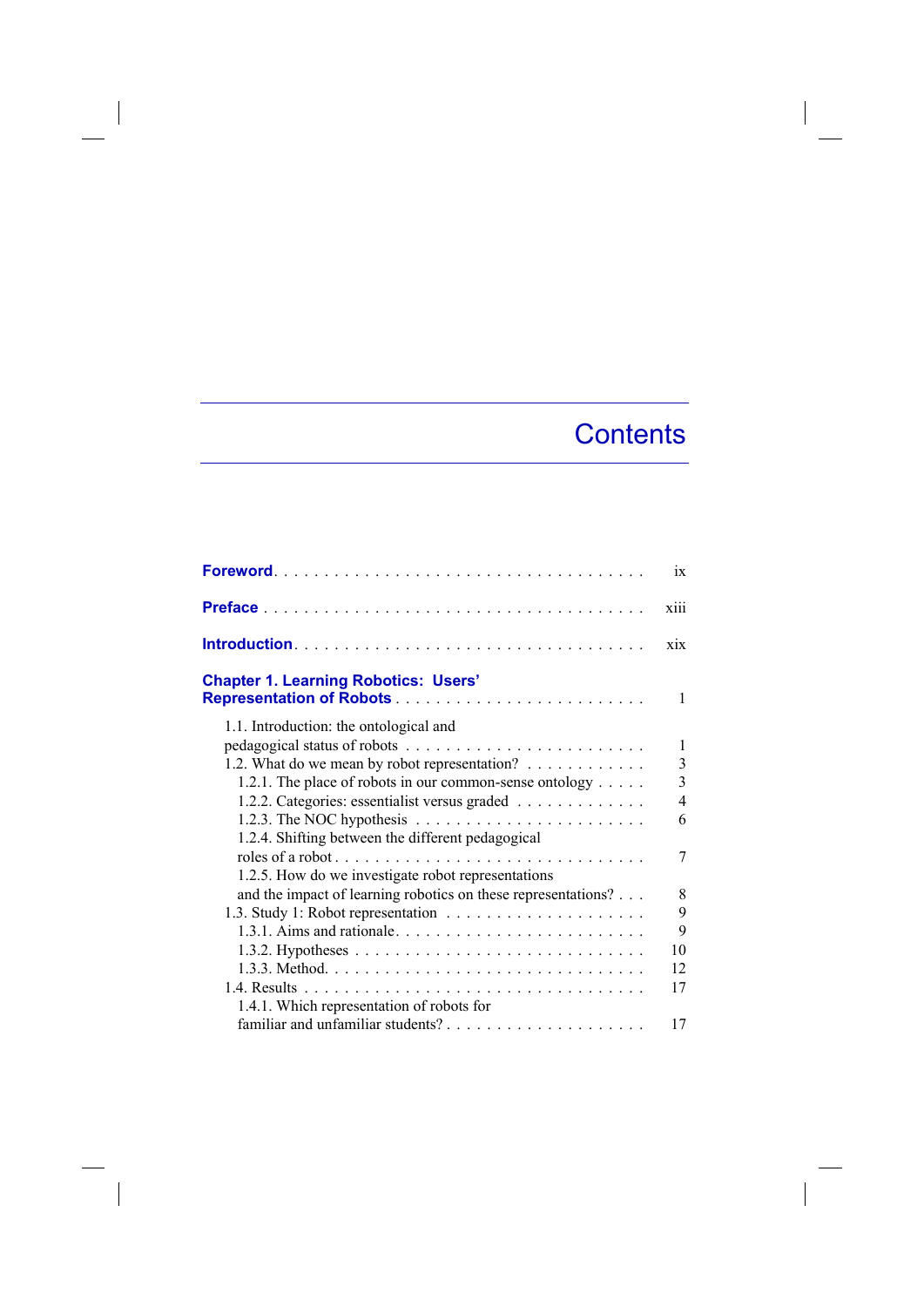# Contents

**Foreword** . . . . . . . . . . . . . . . . . . . . . . . . . . . . . . . . . . . ix

**Preface** . . . . . . . . . . . . . . . . . . . . . . . . . . . . . . . . . . . . xiii

**Introduction** . . . . . . . . . . . . . . . . . . . . . . . . . . . . . . . . . xix

**Chapter 1. Learning Robotics: Users' Representation of Robots** . . . . . . . . . . . . . . . . . . . . . . . . 1

1.1. Introduction: the ontological and pedagogical status of robots . . . . . . . . . . . . . . . . . . . . . . . . 1
1.2. What do we mean by robot representation? . . . . . . . . . . . . 3
1.2.1. The place of robots in our common-sense ontology . . . . . 3
1.2.2. Categories: essentialist versus graded . . . . . . . . . . . . . 4
1.2.3. The NOC hypothesis . . . . . . . . . . . . . . . . . . . . . . . . 6
1.2.4. Shifting between the different pedagogical roles of a robot . . . . . . . . . . . . . . . . . . . . . . . . . . . . . . . 7
1.2.5. How do we investigate robot representations and the impact of learning robotics on these representations? . . . 8
1.3. Study 1: Robot representation . . . . . . . . . . . . . . . . . . . . . 9
1.3.1. Aims and rationale . . . . . . . . . . . . . . . . . . . . . . . . . . 9
1.3.2. Hypotheses . . . . . . . . . . . . . . . . . . . . . . . . . . . . . . . 10
1.3.3. Method . . . . . . . . . . . . . . . . . . . . . . . . . . . . . . . . . 12
1.4. Results . . . . . . . . . . . . . . . . . . . . . . . . . . . . . . . . . . . 17
1.4.1. Which representation of robots for familiar and unfamiliar students? . . . . . . . . . . . . . . . . . . . . . 17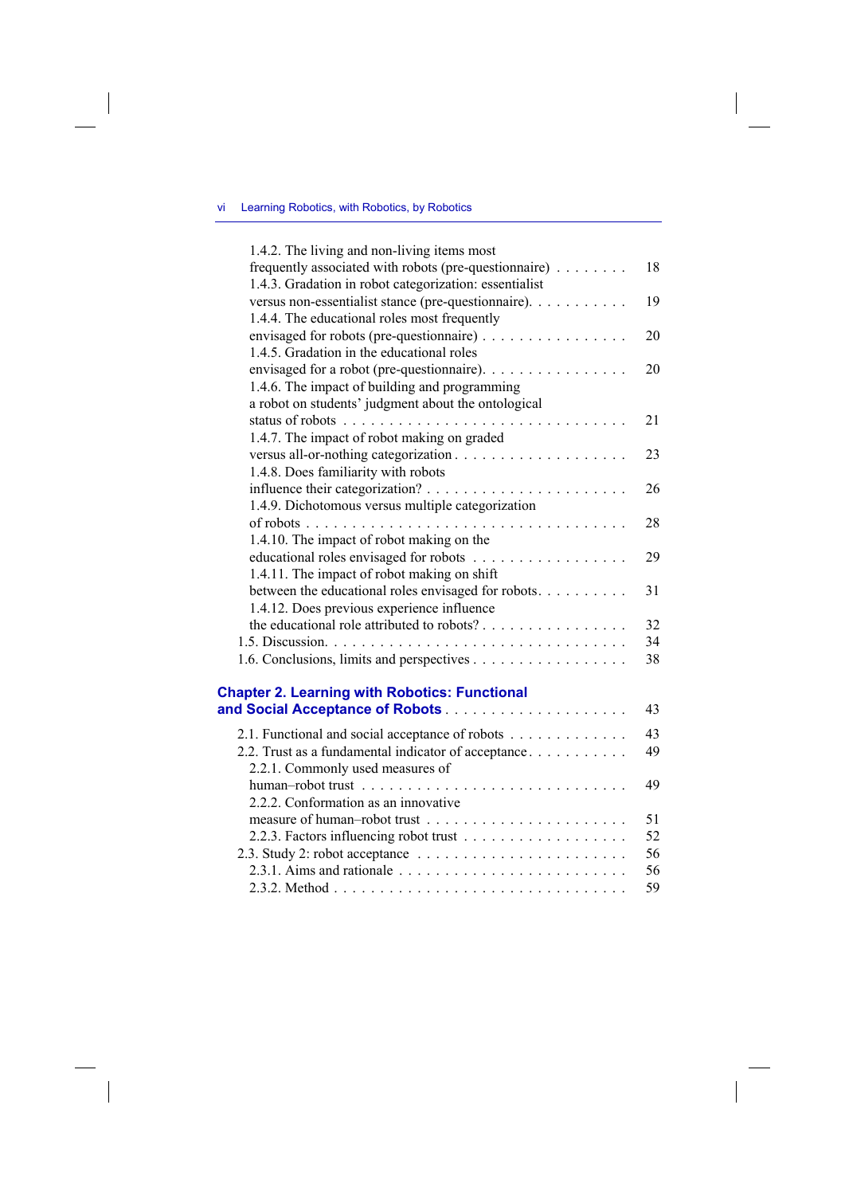1.4.2. The living and non-living items most frequently associated with robots (pre-questionnaire) . . . . . . . . 18
1.4.3. Gradation in robot categorization: essentialist versus non-essentialist stance (pre-questionnaire). . . . . . . . . . . 19
1.4.4. The educational roles most frequently envisaged for robots (pre-questionnaire) . . . . . . . . . . . . . . . . 20
1.4.5. Gradation in the educational roles envisaged for a robot (pre-questionnaire). . . . . . . . . . . . . . . . 20
1.4.6. The impact of building and programming a robot on students' judgment about the ontological status of robots . . . . . . . . . . . . . . . . . . . . . . . . . . . . . . 21
1.4.7. The impact of robot making on graded versus all-or-nothing categorization . . . . . . . . . . . . . . . . . . . . 23
1.4.8. Does familiarity with robots influence their categorization? . . . . . . . . . . . . . . . . . . . . . . . 26
1.4.9. Dichotomous versus multiple categorization of robots . . . . . . . . . . . . . . . . . . . . . . . . . . . . . . . . . . 28
1.4.10. The impact of robot making on the educational roles envisaged for robots . . . . . . . . . . . . . . . . . 29
1.4.11. The impact of robot making on shift between the educational roles envisaged for robots. . . . . . . . . . . 31
1.4.12. Does previous experience influence the educational role attributed to robots? . . . . . . . . . . . . . . . . . 32
1.5. Discussion. . . . . . . . . . . . . . . . . . . . . . . . . . . . . . . . . 34
1.6. Conclusions, limits and perspectives . . . . . . . . . . . . . . . . . 38

**Chapter 2. Learning with Robotics: Functional and Social Acceptance of Robots** . . . . . . . . . . . . . . . . . . . . 43

2.1. Functional and social acceptance of robots . . . . . . . . . . . . . 43
2.2. Trust as a fundamental indicator of acceptance . . . . . . . . . . . 49
2.2.1. Commonly used measures of human–robot trust . . . . . . . . . . . . . . . . . . . . . . . . . . . . 49
2.2.2. Conformation as an innovative measure of human–robot trust . . . . . . . . . . . . . . . . . . . . . . . 51
2.2.3. Factors influencing robot trust . . . . . . . . . . . . . . . . . . . 52
2.3. Study 2: robot acceptance . . . . . . . . . . . . . . . . . . . . . . . 56
2.3.1. Aims and rationale . . . . . . . . . . . . . . . . . . . . . . . . . 56
2.3.2. Method . . . . . . . . . . . . . . . . . . . . . . . . . . . . . . . . 59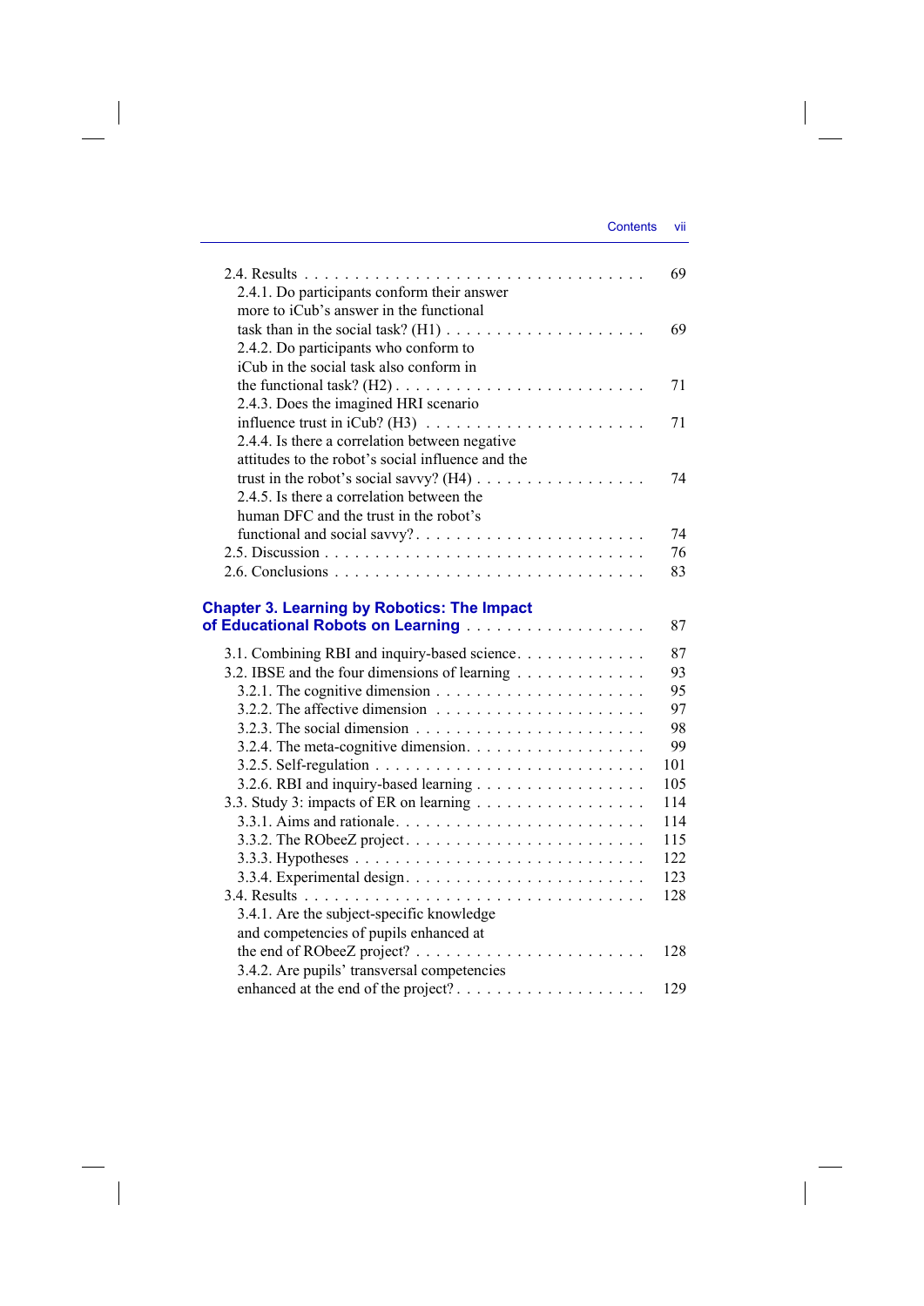2.4. Results . . . . . . . . . . . . . . . . . . . . . . . . . . . . . . . . 69

2.4.1. Do participants conform their answer more to iCub's answer in the functional task than in the social task? (H1) . . . . . . . . . . . . . . . . . . . 69

2.4.2. Do participants who conform to iCub in the social task also conform in the functional task? (H2) . . . . . . . . . . . . . . . . . . . . . . . 71

2.4.3. Does the imagined HRI scenario influence trust in iCub? (H3) . . . . . . . . . . . . . . . . . . . . . 71

2.4.4. Is there a correlation between negative attitudes to the robot's social influence and the trust in the robot's social savvy? (H4) . . . . . . . . . . . . . . . . 74

2.4.5. Is there a correlation between the human DFC and the trust in the robot's functional and social savvy? . . . . . . . . . . . . . . . . . . . . . . . 74

2.5. Discussion . . . . . . . . . . . . . . . . . . . . . . . . . . . . . . 76

2.6. Conclusions . . . . . . . . . . . . . . . . . . . . . . . . . . . . . 83

## Chapter 3. Learning by Robotics: The Impact of Educational Robots on Learning . . . . . . . . . . . . . . . . . . 87

3.1. Combining RBI and inquiry-based science. . . . . . . . . . . . . 87

3.2. IBSE and the four dimensions of learning . . . . . . . . . . . . 93

3.2.1. The cognitive dimension . . . . . . . . . . . . . . . . . . . . 95

3.2.2. The affective dimension . . . . . . . . . . . . . . . . . . . . 97

3.2.3. The social dimension . . . . . . . . . . . . . . . . . . . . . 98

3.2.4. The meta-cognitive dimension. . . . . . . . . . . . . . . . . 99

3.2.5. Self-regulation . . . . . . . . . . . . . . . . . . . . . . . . . 101

3.2.6. RBI and inquiry-based learning . . . . . . . . . . . . . . . . 105

3.3. Study 3: impacts of ER on learning . . . . . . . . . . . . . . . . 114

3.3.1. Aims and rationale. . . . . . . . . . . . . . . . . . . . . . . 114

3.3.2. The RObeeZ project. . . . . . . . . . . . . . . . . . . . . . . 115

3.3.3. Hypotheses . . . . . . . . . . . . . . . . . . . . . . . . . . . 122

3.3.4. Experimental design. . . . . . . . . . . . . . . . . . . . . . . 123

3.4. Results . . . . . . . . . . . . . . . . . . . . . . . . . . . . . . . . 128

3.4.1. Are the subject-specific knowledge and competencies of pupils enhanced at the end of RObeeZ project? . . . . . . . . . . . . . . . . . . . . . . . 128

3.4.2. Are pupils' transversal competencies enhanced at the end of the project? . . . . . . . . . . . . . . . . . . . 129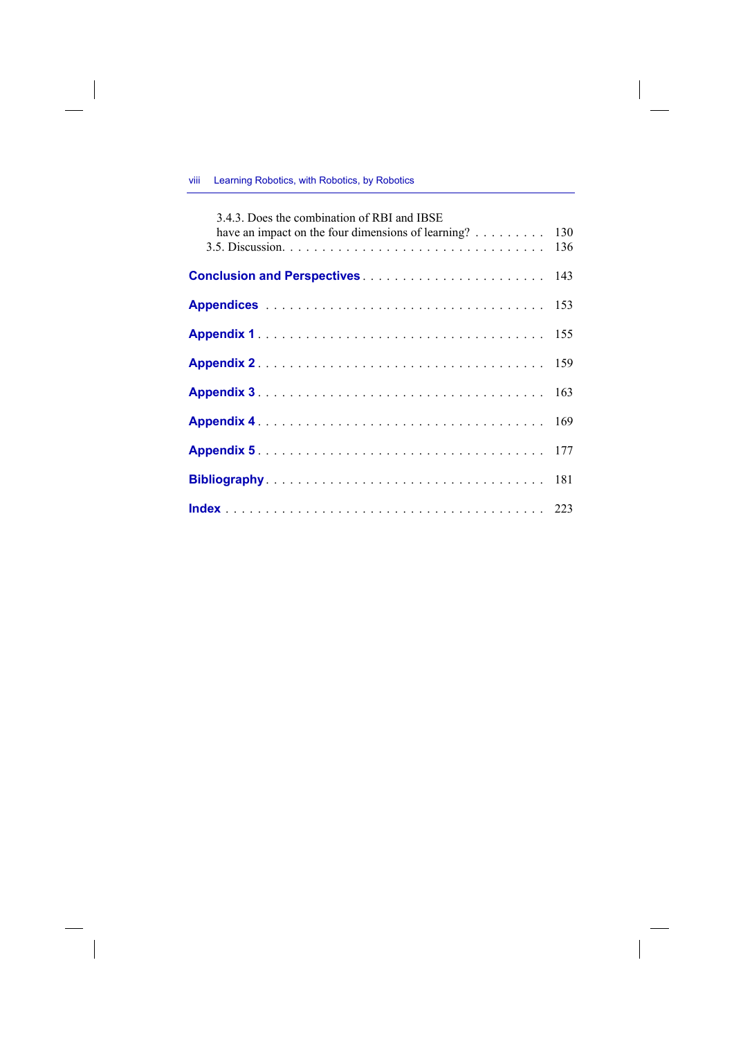3.4.3. Does the combination of RBI and IBSE have an impact on the four dimensions of learning? . . . . . . . . . 130

3.5. Discussion. . . . . . . . . . . . . . . . . . . . . . . . . . . . . . 136

**Conclusion and Perspectives** . . . . . . . . . . . . . . . . . . . . . . 143

**Appendices** . . . . . . . . . . . . . . . . . . . . . . . . . . . . . . . . 153

**Appendix 1** . . . . . . . . . . . . . . . . . . . . . . . . . . . . . . . . 155

**Appendix 2** . . . . . . . . . . . . . . . . . . . . . . . . . . . . . . . . 159

**Appendix 3** . . . . . . . . . . . . . . . . . . . . . . . . . . . . . . . . 163

**Appendix 4** . . . . . . . . . . . . . . . . . . . . . . . . . . . . . . . . 169

**Appendix 5** . . . . . . . . . . . . . . . . . . . . . . . . . . . . . . . . 177

**Bibliography** . . . . . . . . . . . . . . . . . . . . . . . . . . . . . . . 181

**Index** . . . . . . . . . . . . . . . . . . . . . . . . . . . . . . . . . . . 223